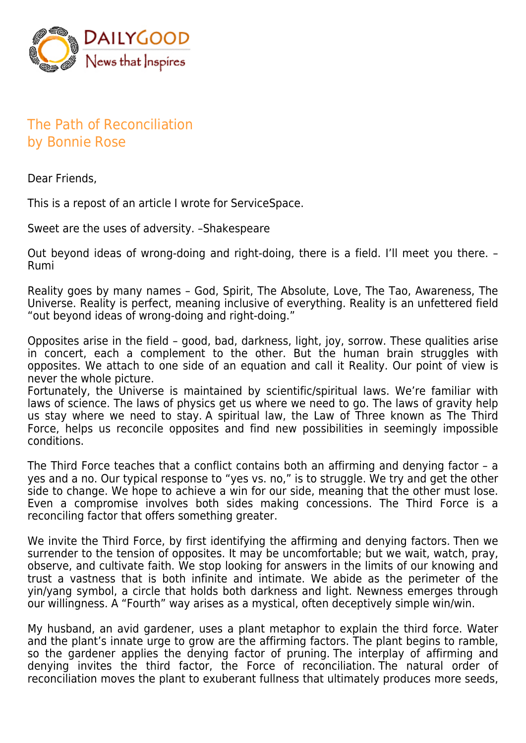DAILYGOOD
News that Inspires

# The Path of Reconciliation
by Bonnie Rose

Dear Friends,

This is a repost of an article I wrote for ServiceSpace.

Sweet are the uses of adversity. –Shakespeare

Out beyond ideas of wrong-doing and right-doing, there is a field. I'll meet you there. –Rumi

Reality goes by many names – God, Spirit, The Absolute, Love, The Tao, Awareness, The Universe. Reality is perfect, meaning inclusive of everything. Reality is an unfettered field "out beyond ideas of wrong-doing and right-doing."

Opposites arise in the field – good, bad, darkness, light, joy, sorrow. These qualities arise in concert, each a complement to the other. But the human brain struggles with opposites. We attach to one side of an equation and call it Reality. Our point of view is never the whole picture.
Fortunately, the Universe is maintained by scientific/spiritual laws. We're familiar with laws of science. The laws of physics get us where we need to go. The laws of gravity help us stay where we need to stay. A spiritual law, the Law of Three known as The Third Force, helps us reconcile opposites and find new possibilities in seemingly impossible conditions.

The Third Force teaches that a conflict contains both an affirming and denying factor – a yes and a no. Our typical response to "yes vs. no," is to struggle. We try and get the other side to change. We hope to achieve a win for our side, meaning that the other must lose. Even a compromise involves both sides making concessions. The Third Force is a reconciling factor that offers something greater.

We invite the Third Force, by first identifying the affirming and denying factors. Then we surrender to the tension of opposites. It may be uncomfortable; but we wait, watch, pray, observe, and cultivate faith. We stop looking for answers in the limits of our knowing and trust a vastness that is both infinite and intimate. We abide as the perimeter of the yin/yang symbol, a circle that holds both darkness and light. Newness emerges through our willingness. A "Fourth" way arises as a mystical, often deceptively simple win/win.

My husband, an avid gardener, uses a plant metaphor to explain the third force. Water and the plant's innate urge to grow are the affirming factors. The plant begins to ramble, so the gardener applies the denying factor of pruning. The interplay of affirming and denying invites the third factor, the Force of reconciliation. The natural order of reconciliation moves the plant to exuberant fullness that ultimately produces more seeds,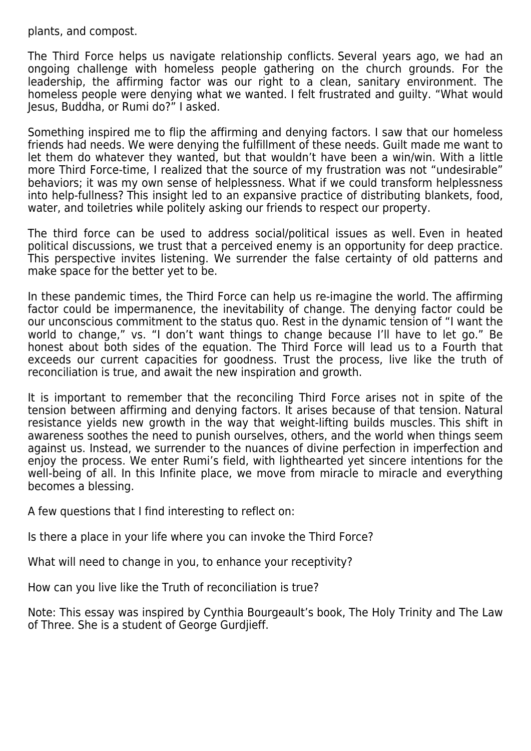plants, and compost.

The Third Force helps us navigate relationship conflicts. Several years ago, we had an ongoing challenge with homeless people gathering on the church grounds. For the leadership, the affirming factor was our right to a clean, sanitary environment. The homeless people were denying what we wanted. I felt frustrated and guilty. "What would Jesus, Buddha, or Rumi do?" I asked.

Something inspired me to flip the affirming and denying factors. I saw that our homeless friends had needs. We were denying the fulfillment of these needs. Guilt made me want to let them do whatever they wanted, but that wouldn't have been a win/win. With a little more Third Force-time, I realized that the source of my frustration was not "undesirable" behaviors; it was my own sense of helplessness. What if we could transform helplessness into help-fullness? This insight led to an expansive practice of distributing blankets, food, water, and toiletries while politely asking our friends to respect our property.

The third force can be used to address social/political issues as well. Even in heated political discussions, we trust that a perceived enemy is an opportunity for deep practice. This perspective invites listening. We surrender the false certainty of old patterns and make space for the better yet to be.

In these pandemic times, the Third Force can help us re-imagine the world. The affirming factor could be impermanence, the inevitability of change. The denying factor could be our unconscious commitment to the status quo. Rest in the dynamic tension of "I want the world to change," vs. "I don't want things to change because I'll have to let go." Be honest about both sides of the equation. The Third Force will lead us to a Fourth that exceeds our current capacities for goodness. Trust the process, live like the truth of reconciliation is true, and await the new inspiration and growth.

It is important to remember that the reconciling Third Force arises not in spite of the tension between affirming and denying factors. It arises because of that tension. Natural resistance yields new growth in the way that weight-lifting builds muscles. This shift in awareness soothes the need to punish ourselves, others, and the world when things seem against us. Instead, we surrender to the nuances of divine perfection in imperfection and enjoy the process. We enter Rumi's field, with lighthearted yet sincere intentions for the well-being of all. In this Infinite place, we move from miracle to miracle and everything becomes a blessing.

A few questions that I find interesting to reflect on:

Is there a place in your life where you can invoke the Third Force?

What will need to change in you, to enhance your receptivity?

How can you live like the Truth of reconciliation is true?

Note: This essay was inspired by Cynthia Bourgeault's book, The Holy Trinity and The Law of Three. She is a student of George Gurdjieff.